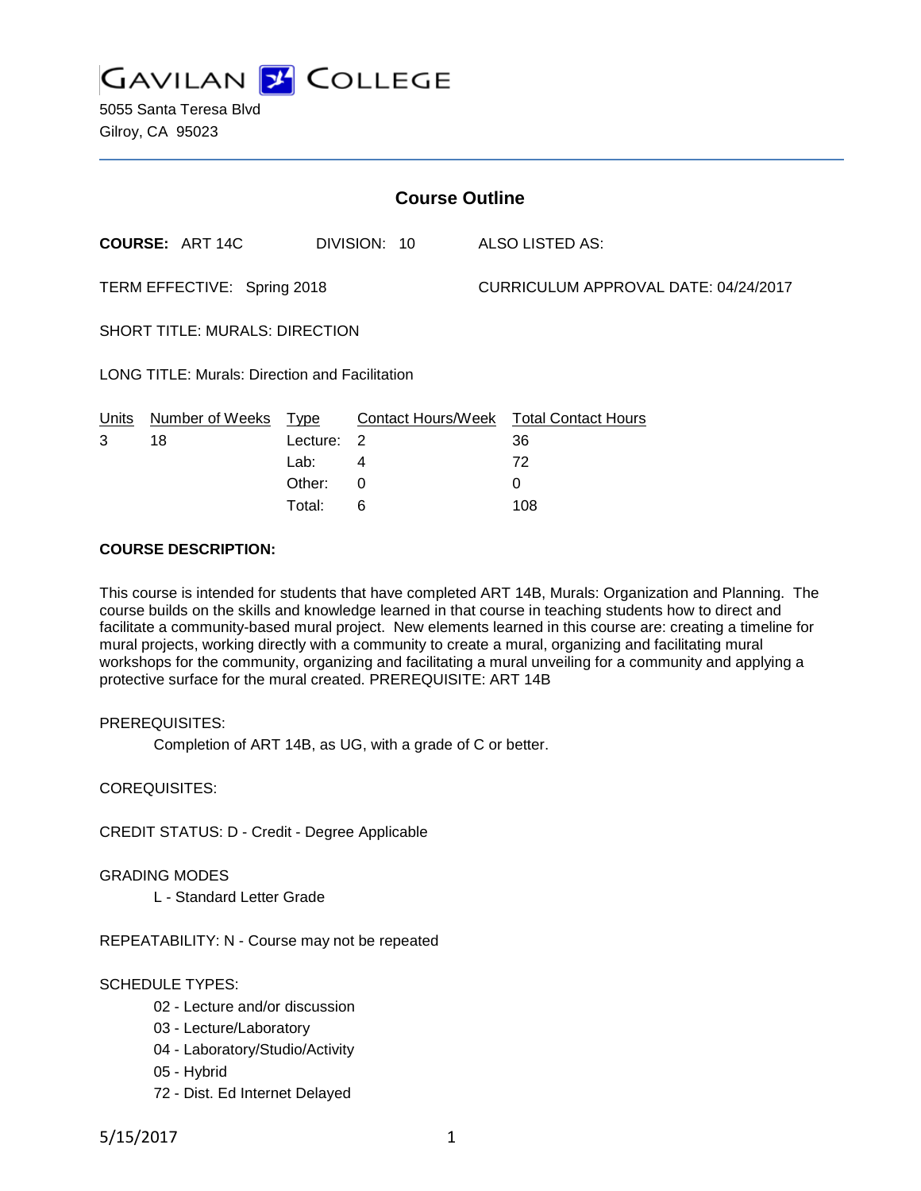# GAVILAN COLLEGE

5055 Santa Teresa Blvd
Gilroy, CA 95023

## Course Outline

**COURSE:** ART 14C DIVISION: 10 ALSO LISTED AS:

TERM EFFECTIVE: Spring 2018 CURRICULUM APPROVAL DATE: 04/24/2017

SHORT TITLE: MURALS: DIRECTION

LONG TITLE: Murals: Direction and Facilitation

| Units | Number of Weeks | Type | Contact Hours/Week | Total Contact Hours |
|---|---|---|---|---|
| 3 | 18 | Lecture: | 2 | 36 |
| | | Lab: | 4 | 72 |
| | | Other: | 0 | 0 |
| | | Total: | 6 | 108 |

**COURSE DESCRIPTION:**

This course is intended for students that have completed ART 14B, Murals: Organization and Planning. The course builds on the skills and knowledge learned in that course in teaching students how to direct and facilitate a community-based mural project. New elements learned in this course are: creating a timeline for mural projects, working directly with a community to create a mural, organizing and facilitating mural workshops for the community, organizing and facilitating a mural unveiling for a community and applying a protective surface for the mural created. PREREQUISITE: ART 14B

PREREQUISITES:

Completion of ART 14B, as UG, with a grade of C or better.

COREQUISITES:

CREDIT STATUS: D - Credit - Degree Applicable

GRADING MODES

L - Standard Letter Grade

REPEATABILITY: N - Course may not be repeated

SCHEDULE TYPES:

02 - Lecture and/or discussion
03 - Lecture/Laboratory
04 - Laboratory/Studio/Activity
05 - Hybrid
72 - Dist. Ed Internet Delayed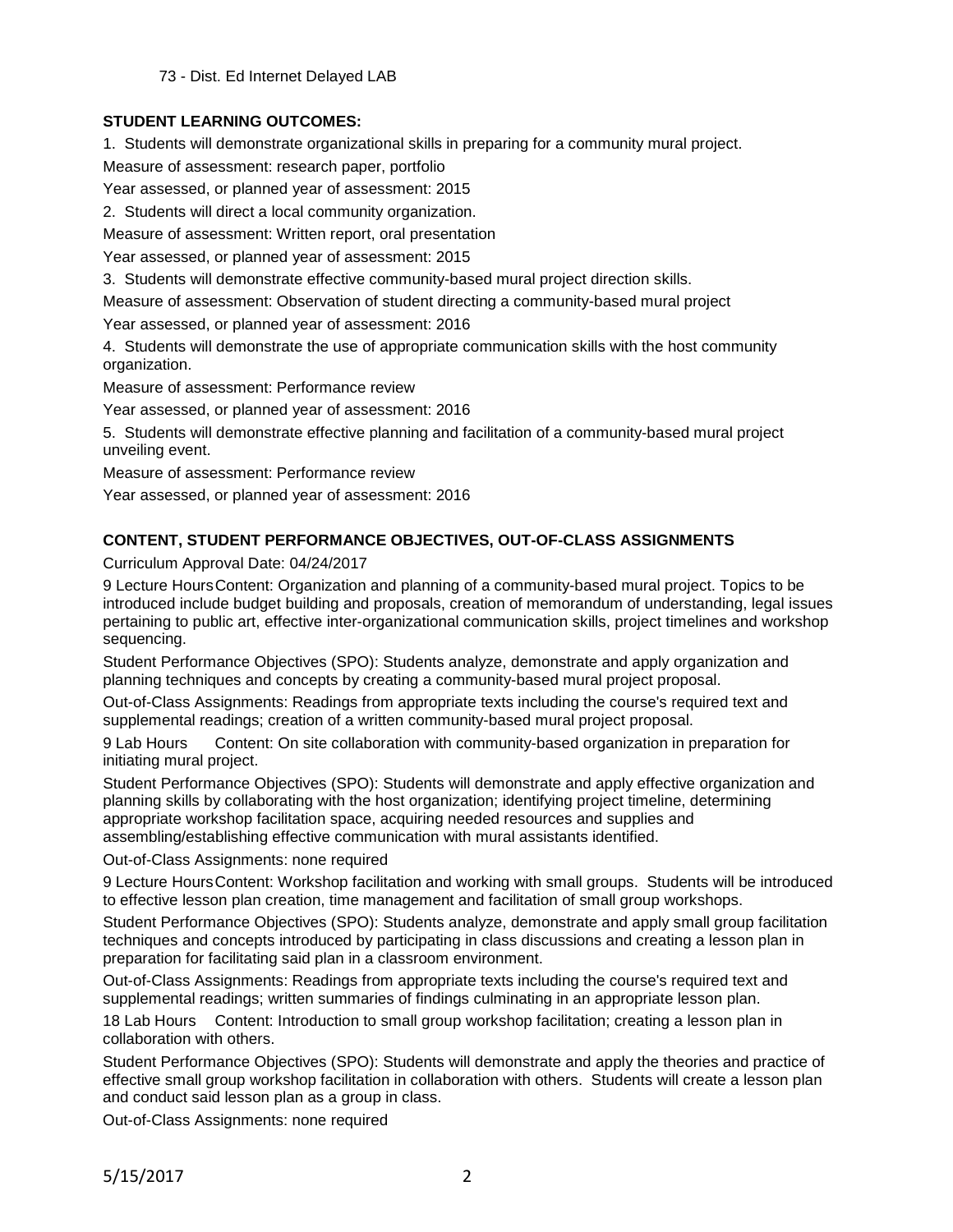73 - Dist. Ed Internet Delayed LAB

**STUDENT LEARNING OUTCOMES:**

1. Students will demonstrate organizational skills in preparing for a community mural project.

Measure of assessment: research paper, portfolio

Year assessed, or planned year of assessment: 2015

2. Students will direct a local community organization.

Measure of assessment: Written report, oral presentation

Year assessed, or planned year of assessment: 2015

3. Students will demonstrate effective community-based mural project direction skills.

Measure of assessment: Observation of student directing a community-based mural project

Year assessed, or planned year of assessment: 2016

4. Students will demonstrate the use of appropriate communication skills with the host community organization.

Measure of assessment: Performance review

Year assessed, or planned year of assessment: 2016

5. Students will demonstrate effective planning and facilitation of a community-based mural project unveiling event.

Measure of assessment: Performance review

Year assessed, or planned year of assessment: 2016

**CONTENT, STUDENT PERFORMANCE OBJECTIVES, OUT-OF-CLASS ASSIGNMENTS**

Curriculum Approval Date: 04/24/2017

9 Lecture Hours Content: Organization and planning of a community-based mural project. Topics to be introduced include budget building and proposals, creation of memorandum of understanding, legal issues pertaining to public art, effective inter-organizational communication skills, project timelines and workshop sequencing.

Student Performance Objectives (SPO): Students analyze, demonstrate and apply organization and planning techniques and concepts by creating a community-based mural project proposal.

Out-of-Class Assignments: Readings from appropriate texts including the course's required text and supplemental readings; creation of a written community-based mural project proposal.

9 Lab Hours Content: On site collaboration with community-based organization in preparation for initiating mural project.

Student Performance Objectives (SPO): Students will demonstrate and apply effective organization and planning skills by collaborating with the host organization; identifying project timeline, determining appropriate workshop facilitation space, acquiring needed resources and supplies and assembling/establishing effective communication with mural assistants identified.

Out-of-Class Assignments: none required

9 Lecture Hours Content: Workshop facilitation and working with small groups. Students will be introduced to effective lesson plan creation, time management and facilitation of small group workshops.

Student Performance Objectives (SPO): Students analyze, demonstrate and apply small group facilitation techniques and concepts introduced by participating in class discussions and creating a lesson plan in preparation for facilitating said plan in a classroom environment.

Out-of-Class Assignments: Readings from appropriate texts including the course's required text and supplemental readings; written summaries of findings culminating in an appropriate lesson plan.

18 Lab Hours Content: Introduction to small group workshop facilitation; creating a lesson plan in collaboration with others.

Student Performance Objectives (SPO): Students will demonstrate and apply the theories and practice of effective small group workshop facilitation in collaboration with others. Students will create a lesson plan and conduct said lesson plan as a group in class.

Out-of-Class Assignments: none required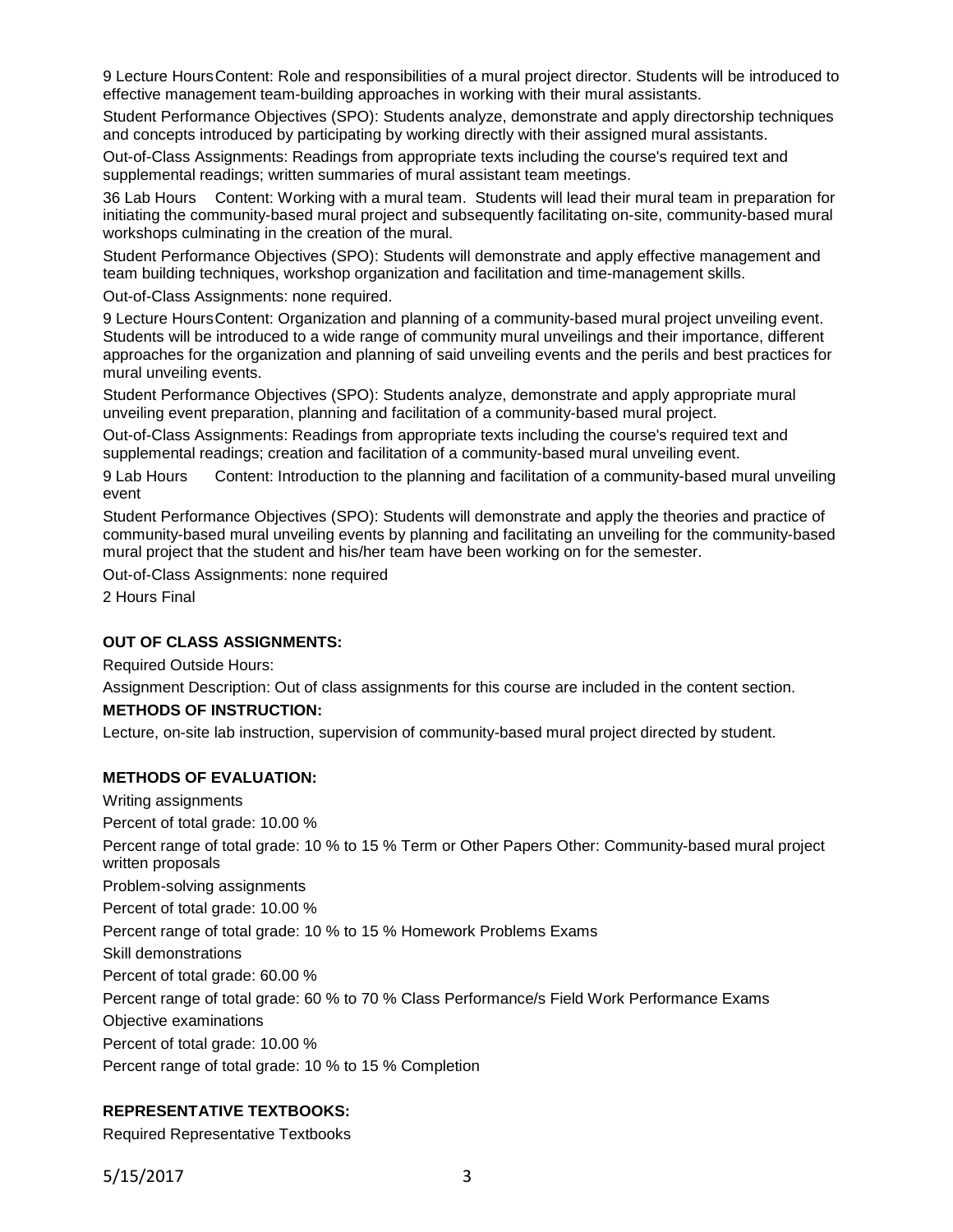9 Lecture Hours Content: Role and responsibilities of a mural project director. Students will be introduced to effective management team-building approaches in working with their mural assistants.

Student Performance Objectives (SPO): Students analyze, demonstrate and apply directorship techniques and concepts introduced by participating by working directly with their assigned mural assistants.

Out-of-Class Assignments: Readings from appropriate texts including the course's required text and supplemental readings; written summaries of mural assistant team meetings.

36 Lab Hours Content: Working with a mural team. Students will lead their mural team in preparation for initiating the community-based mural project and subsequently facilitating on-site, community-based mural workshops culminating in the creation of the mural.

Student Performance Objectives (SPO): Students will demonstrate and apply effective management and team building techniques, workshop organization and facilitation and time-management skills.

Out-of-Class Assignments: none required.

9 Lecture Hours Content: Organization and planning of a community-based mural project unveiling event. Students will be introduced to a wide range of community mural unveilings and their importance, different approaches for the organization and planning of said unveiling events and the perils and best practices for mural unveiling events.

Student Performance Objectives (SPO): Students analyze, demonstrate and apply appropriate mural unveiling event preparation, planning and facilitation of a community-based mural project.

Out-of-Class Assignments: Readings from appropriate texts including the course's required text and supplemental readings; creation and facilitation of a community-based mural unveiling event.

9 Lab Hours Content: Introduction to the planning and facilitation of a community-based mural unveiling event

Student Performance Objectives (SPO): Students will demonstrate and apply the theories and practice of community-based mural unveiling events by planning and facilitating an unveiling for the community-based mural project that the student and his/her team have been working on for the semester.

Out-of-Class Assignments: none required

2 Hours Final

**OUT OF CLASS ASSIGNMENTS:**

Required Outside Hours:

Assignment Description: Out of class assignments for this course are included in the content section.

**METHODS OF INSTRUCTION:**

Lecture, on-site lab instruction, supervision of community-based mural project directed by student.

**METHODS OF EVALUATION:**

Writing assignments

Percent of total grade: 10.00 %

Percent range of total grade: 10 % to 15 % Term or Other Papers Other: Community-based mural project written proposals

Problem-solving assignments

Percent of total grade: 10.00 %

Percent range of total grade: 10 % to 15 % Homework Problems Exams

Skill demonstrations

Percent of total grade: 60.00 %

Percent range of total grade: 60 % to 70 % Class Performance/s Field Work Performance Exams

Objective examinations

Percent of total grade: 10.00 %

Percent range of total grade: 10 % to 15 % Completion

**REPRESENTATIVE TEXTBOOKS:**

Required Representative Textbooks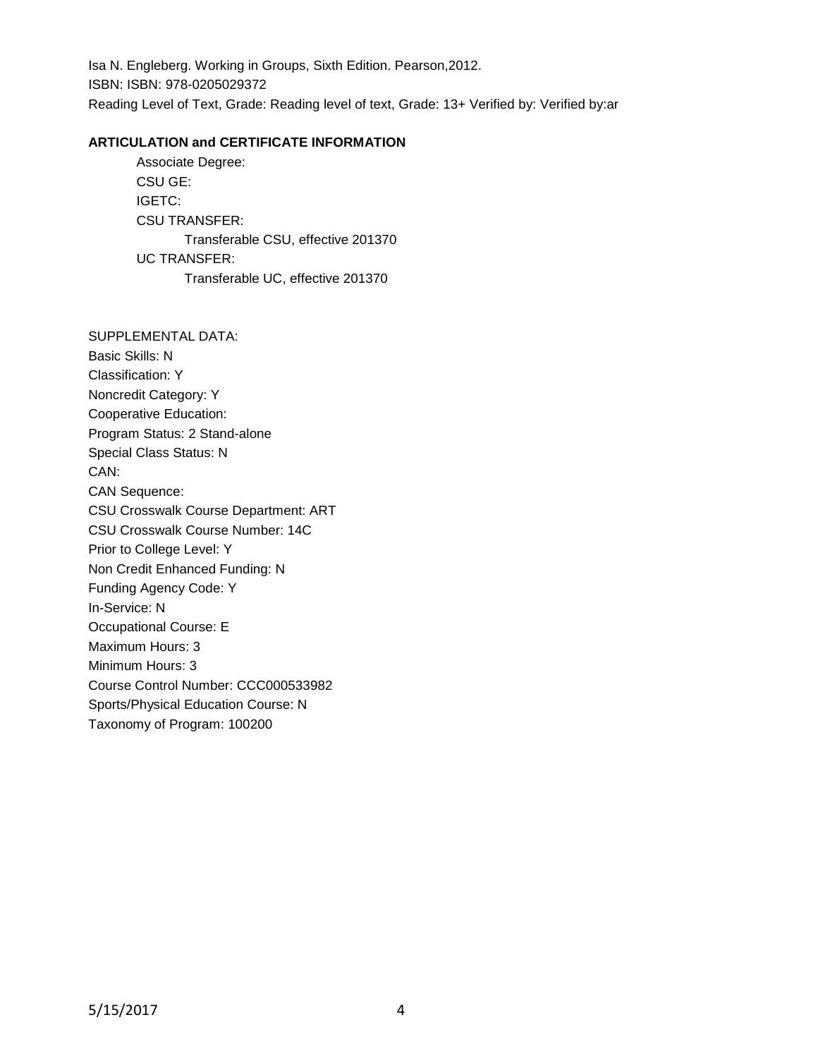Isa N. Engleberg. Working in Groups, Sixth Edition. Pearson,2012.
ISBN: ISBN: 978-0205029372
Reading Level of Text, Grade: Reading level of text, Grade: 13+ Verified by: Verified by:ar

**ARTICULATION and CERTIFICATE INFORMATION**

Associate Degree:
CSU GE:
IGETC:
CSU TRANSFER:
Transferable CSU, effective 201370
UC TRANSFER:
Transferable UC, effective 201370

SUPPLEMENTAL DATA:
Basic Skills: N
Classification: Y
Noncredit Category: Y
Cooperative Education:
Program Status: 2 Stand-alone
Special Class Status: N
CAN:
CAN Sequence:
CSU Crosswalk Course Department: ART
CSU Crosswalk Course Number: 14C
Prior to College Level: Y
Non Credit Enhanced Funding: N
Funding Agency Code: Y
In-Service: N
Occupational Course: E
Maximum Hours: 3
Minimum Hours: 3
Course Control Number: CCC000533982
Sports/Physical Education Course: N
Taxonomy of Program: 100200